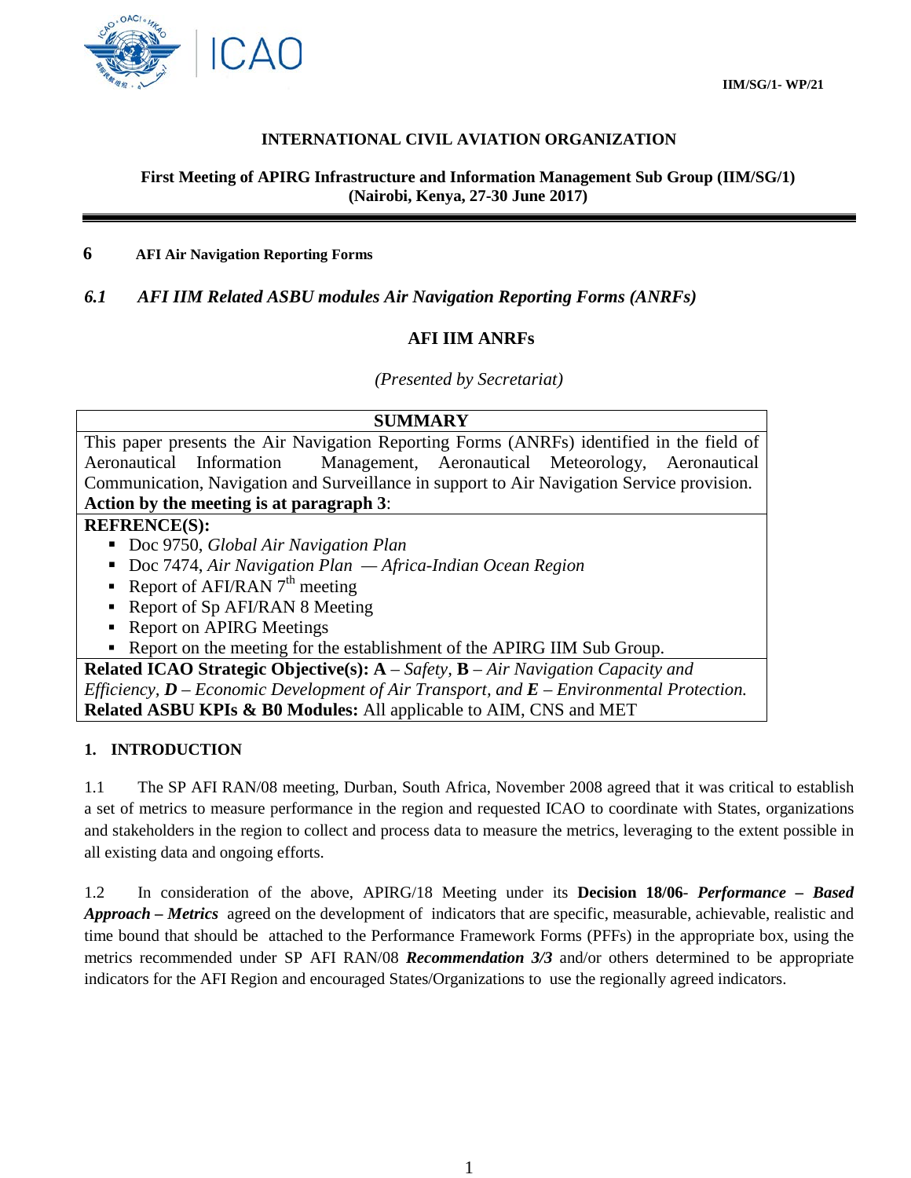IIM/SG/1- WP/21

**INTERNATIONAL CIVIL AVIATION ORGANIZATION**

**First Meeting of APIRG Infrastructure and Information Management Sub Group (IIM/SG/1)**
**(Nairobi, Kenya, 27-30 June 2017)**

---

## 6 AFI Air Navigation Reporting Forms

### *6.1 AFI IIM Related ASBU modules Air Navigation Reporting Forms (ANRFs)*

**AFI IIM ANRFs**

*(Presented by Secretariat)*

| **SUMMARY** |
|---|
| This paper presents the Air Navigation Reporting Forms (ANRFs) identified in the field of Aeronautical Information Management, Aeronautical Meteorology, Aeronautical Communication, Navigation and Surveillance in support to Air Navigation Service provision. **Action by the meeting is at paragraph 3**: |
| **REFRENCE(S):** ▪ Doc 9750, *Global Air Navigation Plan* ▪ Doc 7474, *Air Navigation Plan — Africa-Indian Ocean Region* ▪ Report of AFI/RAN 7th meeting ▪ Report of Sp AFI/RAN 8 Meeting ▪ Report on APIRG Meetings ▪ Report on the meeting for the establishment of the APIRG IIM Sub Group. |
| **Related ICAO Strategic Objective(s): A** – *Safety*, **B** – *Air Navigation Capacity and Efficiency*, ***D*** – *Economic Development of Air Transport, and* ***E*** – *Environmental Protection.* **Related ASBU KPIs & B0 Modules:** All applicable to AIM, CNS and MET |

## 1. INTRODUCTION

1.1 The SP AFI RAN/08 meeting, Durban, South Africa, November 2008 agreed that it was critical to establish a set of metrics to measure performance in the region and requested ICAO to coordinate with States, organizations and stakeholders in the region to collect and process data to measure the metrics, leveraging to the extent possible in all existing data and ongoing efforts.

1.2 In consideration of the above, APIRG/18 Meeting under its **Decision 18/06**- ***Performance – Based Approach – Metrics*** agreed on the development of indicators that are specific, measurable, achievable, realistic and time bound that should be attached to the Performance Framework Forms (PFFs) in the appropriate box, using the metrics recommended under SP AFI RAN/08 ***Recommendation 3/3*** and/or others determined to be appropriate indicators for the AFI Region and encouraged States/Organizations to use the regionally agreed indicators.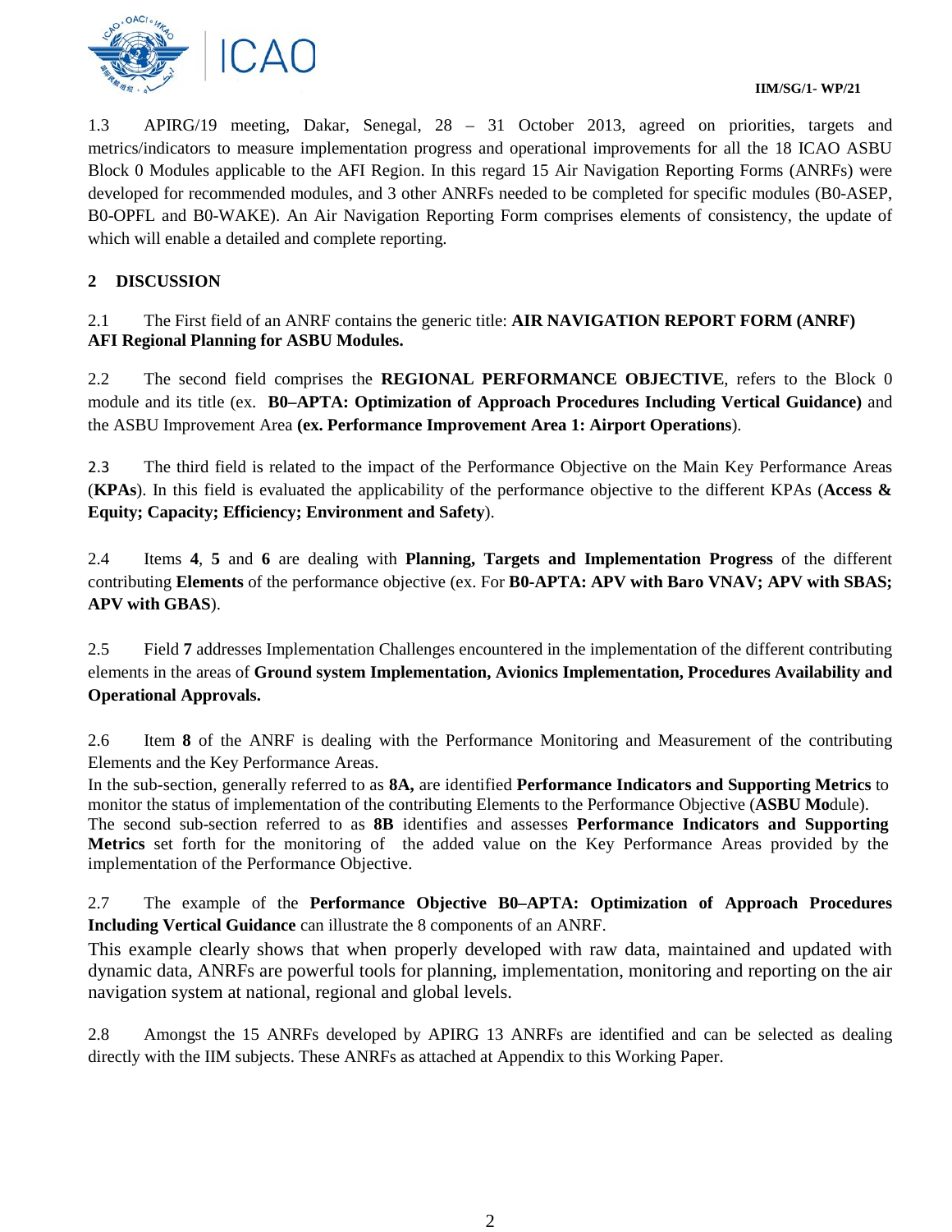1.3 APIRG/19 meeting, Dakar, Senegal, 28 – 31 October 2013, agreed on priorities, targets and metrics/indicators to measure implementation progress and operational improvements for all the 18 ICAO ASBU Block 0 Modules applicable to the AFI Region. In this regard 15 Air Navigation Reporting Forms (ANRFs) were developed for recommended modules, and 3 other ANRFs needed to be completed for specific modules (B0-ASEP, B0-OPFL and B0-WAKE). An Air Navigation Reporting Form comprises elements of consistency, the update of which will enable a detailed and complete reporting.

## 2 DISCUSSION

2.1 The First field of an ANRF contains the generic title: **AIR NAVIGATION REPORT FORM (ANRF) AFI Regional Planning for ASBU Modules.**

2.2 The second field comprises the **REGIONAL PERFORMANCE OBJECTIVE**, refers to the Block 0 module and its title (ex. **B0–APTA: Optimization of Approach Procedures Including Vertical Guidance)** and the ASBU Improvement Area **(ex. Performance Improvement Area 1: Airport Operations**).

2.3 The third field is related to the impact of the Performance Objective on the Main Key Performance Areas (**KPAs**). In this field is evaluated the applicability of the performance objective to the different KPAs (**Access & Equity; Capacity; Efficiency; Environment and Safety**).

2.4 Items **4**, **5** and **6** are dealing with **Planning, Targets and Implementation Progress** of the different contributing **Elements** of the performance objective (ex. For **B0-APTA: APV with Baro VNAV; APV with SBAS; APV with GBAS**).

2.5 Field **7** addresses Implementation Challenges encountered in the implementation of the different contributing elements in the areas of **Ground system Implementation, Avionics Implementation, Procedures Availability and Operational Approvals.**

2.6 Item **8** of the ANRF is dealing with the Performance Monitoring and Measurement of the contributing Elements and the Key Performance Areas.
In the sub-section, generally referred to as **8A,** are identified **Performance Indicators and Supporting Metrics** to monitor the status of implementation of the contributing Elements to the Performance Objective (**ASBU Mo**dule).
The second sub-section referred to as **8B** identifies and assesses **Performance Indicators and Supporting Metrics** set forth for the monitoring of the added value on the Key Performance Areas provided by the implementation of the Performance Objective.

2.7 The example of the **Performance Objective B0–APTA: Optimization of Approach Procedures Including Vertical Guidance** can illustrate the 8 components of an ANRF.
This example clearly shows that when properly developed with raw data, maintained and updated with dynamic data, ANRFs are powerful tools for planning, implementation, monitoring and reporting on the air navigation system at national, regional and global levels.

2.8 Amongst the 15 ANRFs developed by APIRG 13 ANRFs are identified and can be selected as dealing directly with the IIM subjects. These ANRFs as attached at Appendix to this Working Paper.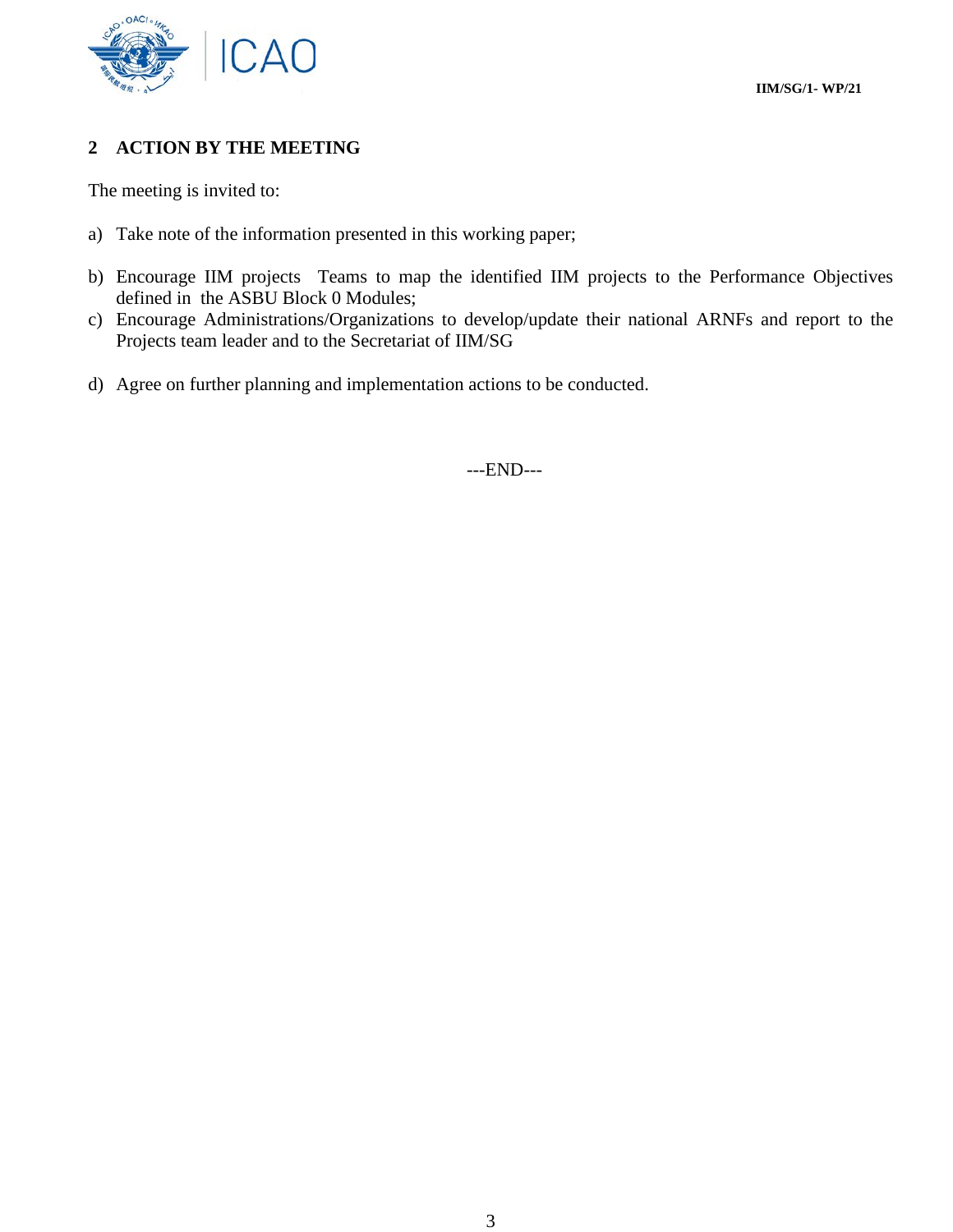## 2 ACTION BY THE MEETING

The meeting is invited to:

a) Take note of the information presented in this working paper;

b) Encourage IIM projects Teams to map the identified IIM projects to the Performance Objectives defined in the ASBU Block 0 Modules;

c) Encourage Administrations/Organizations to develop/update their national ARNFs and report to the Projects team leader and to the Secretariat of IIM/SG

d) Agree on further planning and implementation actions to be conducted.

---END---